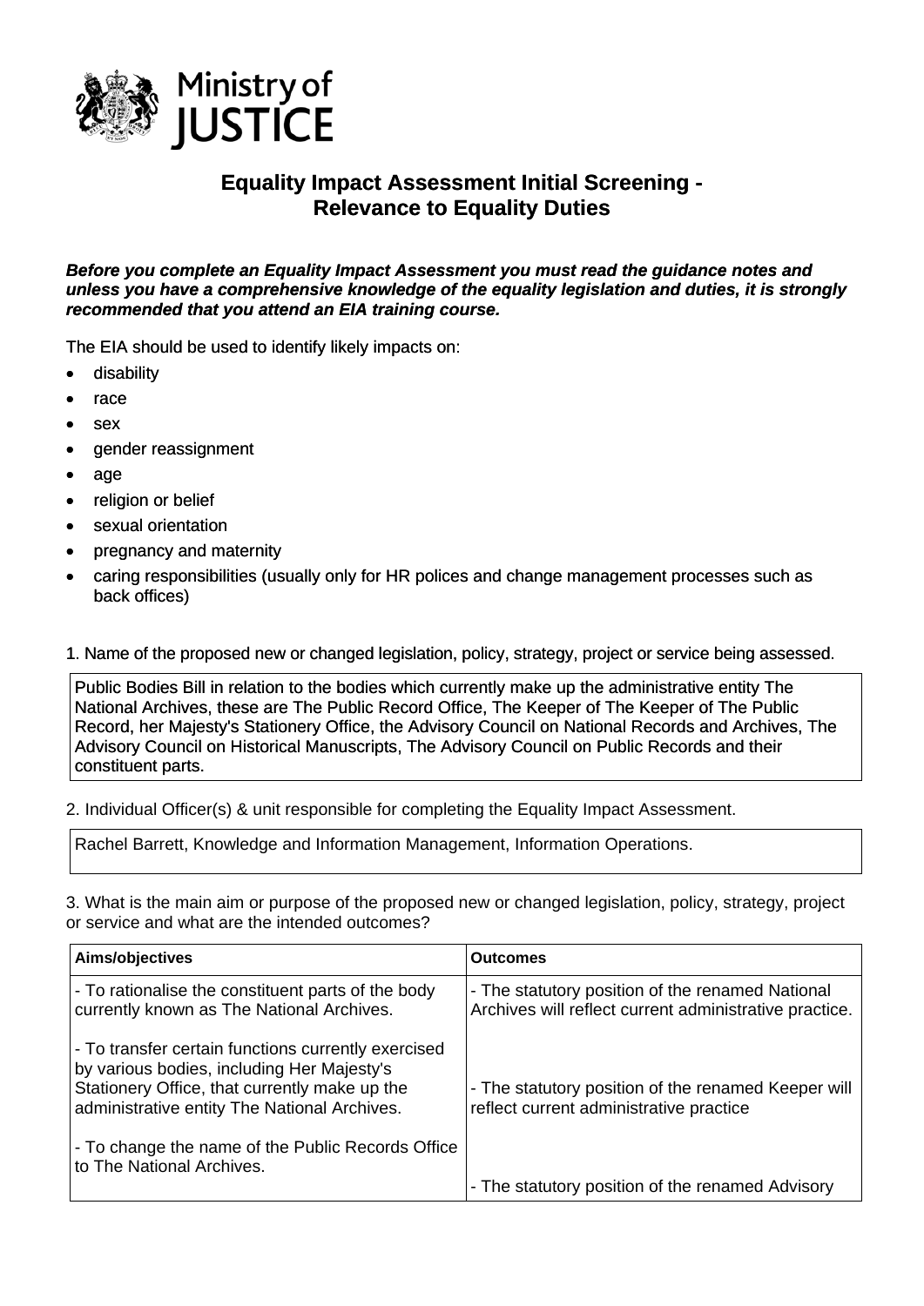Ministry of JUSTICE

# Equality Impact Assessment Initial Screening - Relevance to Equality Duties

***Before you complete an Equality Impact Assessment you must read the guidance notes and unless you have a comprehensive knowledge of the equality legislation and duties, it is strongly recommended that you attend an EIA training course.***

The EIA should be used to identify likely impacts on:

- disability
- race
- sex
- gender reassignment
- age
- religion or belief
- sexual orientation
- pregnancy and maternity
- caring responsibilities (usually only for HR polices and change management processes such as back offices)

1. Name of the proposed new or changed legislation, policy, strategy, project or service being assessed.

| Public Bodies Bill in relation to the bodies which currently make up the administrative entity The National Archives, these are The Public Record Office, The Keeper of The Keeper of The Public Record, her Majesty's Stationery Office, the Advisory Council on National Records and Archives, The Advisory Council on Historical Manuscripts, The Advisory Council on Public Records and their constituent parts. |
|---|

2. Individual Officer(s) & unit responsible for completing the Equality Impact Assessment.

| Rachel Barrett, Knowledge and Information Management, Information Operations. |
|---|

3. What is the main aim or purpose of the proposed new or changed legislation, policy, strategy, project or service and what are the intended outcomes?

| Aims/objectives | Outcomes |
|---|---|
| - To rationalise the constituent parts of the body currently known as The National Archives.<br><br>- To transfer certain functions currently exercised by various bodies, including Her Majesty's Stationery Office, that currently make up the administrative entity The National Archives.<br><br>- To change the name of the Public Records Office to The National Archives. | - The statutory position of the renamed National Archives will reflect current administrative practice.<br><br>- The statutory position of the renamed Keeper will reflect current administrative practice<br><br>- The statutory position of the renamed Advisory |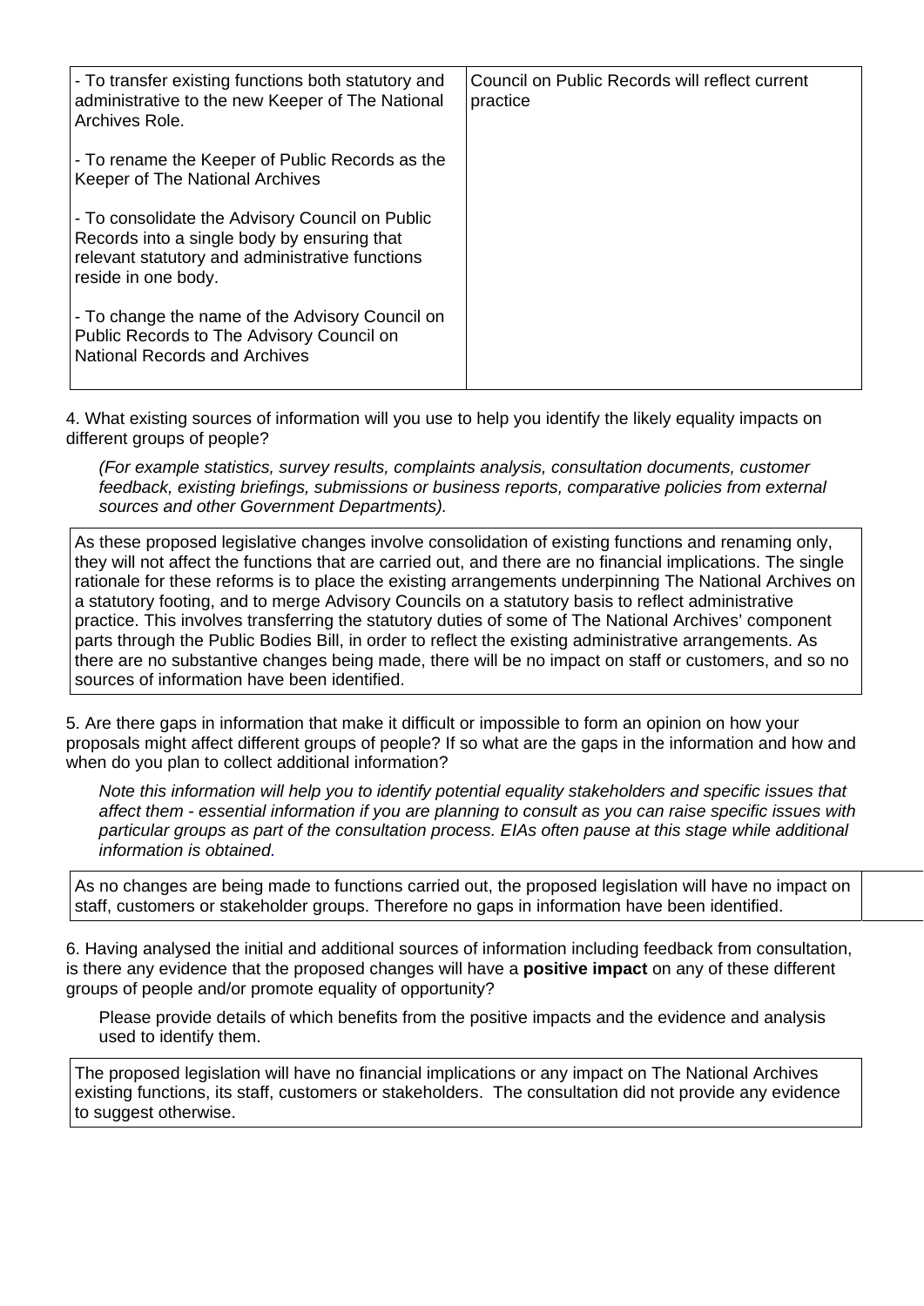| | |
|---|---|
| - To transfer existing functions both statutory and administrative to the new Keeper of The National Archives Role.<br><br>- To rename the Keeper of Public Records as the Keeper of The National Archives<br><br>- To consolidate the Advisory Council on Public Records into a single body by ensuring that relevant statutory and administrative functions reside in one body.<br><br>- To change the name of the Advisory Council on Public Records to The Advisory Council on National Records and Archives | Council on Public Records will reflect current practice |

4. What existing sources of information will you use to help you identify the likely equality impacts on different groups of people?

*(For example statistics, survey results, complaints analysis, consultation documents, customer feedback, existing briefings, submissions or business reports, comparative policies from external sources and other Government Departments).*

| |
|---|
| As these proposed legislative changes involve consolidation of existing functions and renaming only, they will not affect the functions that are carried out, and there are no financial implications. The single rationale for these reforms is to place the existing arrangements underpinning The National Archives on a statutory footing, and to merge Advisory Councils on a statutory basis to reflect administrative practice. This involves transferring the statutory duties of some of The National Archives' component parts through the Public Bodies Bill, in order to reflect the existing administrative arrangements. As there are no substantive changes being made, there will be no impact on staff or customers, and so no sources of information have been identified. |

5. Are there gaps in information that make it difficult or impossible to form an opinion on how your proposals might affect different groups of people? If so what are the gaps in the information and how and when do you plan to collect additional information?

*Note this information will help you to identify potential equality stakeholders and specific issues that affect them - essential information if you are planning to consult as you can raise specific issues with particular groups as part of the consultation process. EIAs often pause at this stage while additional information is obtained.*

| |
|---|
| As no changes are being made to functions carried out, the proposed legislation will have no impact on staff, customers or stakeholder groups. Therefore no gaps in information have been identified. |

6. Having analysed the initial and additional sources of information including feedback from consultation, is there any evidence that the proposed changes will have a **positive impact** on any of these different groups of people and/or promote equality of opportunity?

Please provide details of which benefits from the positive impacts and the evidence and analysis used to identify them.

| |
|---|
| The proposed legislation will have no financial implications or any impact on The National Archives existing functions, its staff, customers or stakeholders. The consultation did not provide any evidence to suggest otherwise. |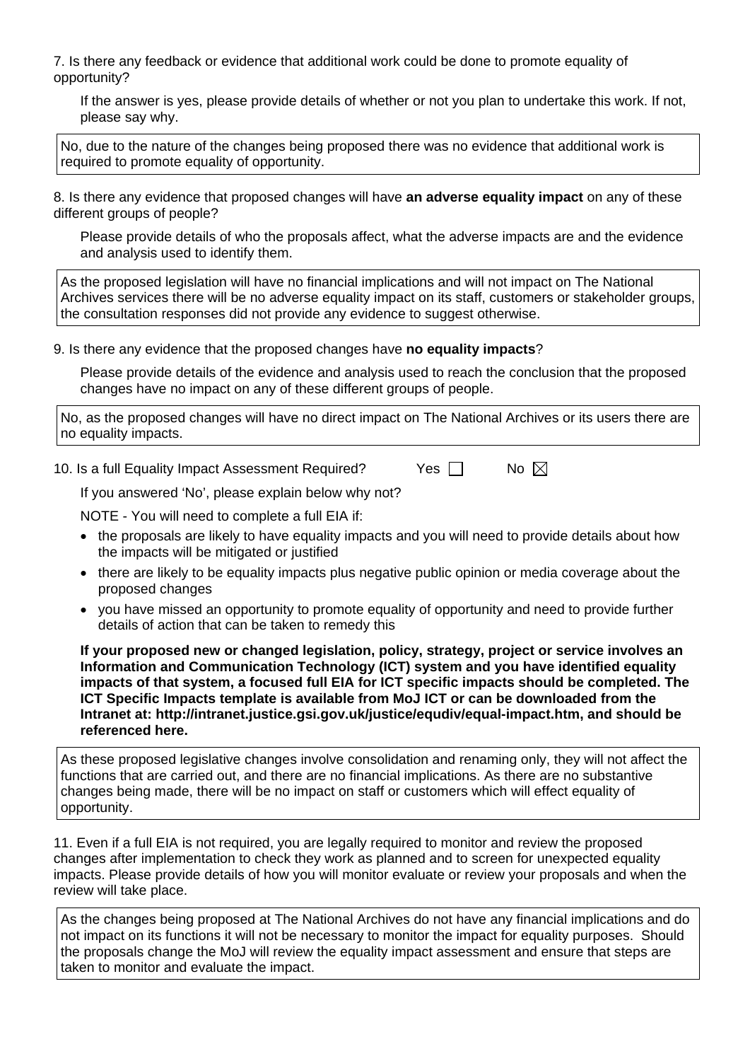7. Is there any feedback or evidence that additional work could be done to promote equality of opportunity?

If the answer is yes, please provide details of whether or not you plan to undertake this work. If not, please say why.

> No, due to the nature of the changes being proposed there was no evidence that additional work is required to promote equality of opportunity.

8. Is there any evidence that proposed changes will have **an adverse equality impact** on any of these different groups of people?

Please provide details of who the proposals affect, what the adverse impacts are and the evidence and analysis used to identify them.

> As the proposed legislation will have no financial implications and will not impact on The National Archives services there will be no adverse equality impact on its staff, customers or stakeholder groups, the consultation responses did not provide any evidence to suggest otherwise.

9. Is there any evidence that the proposed changes have **no equality impacts**?

Please provide details of the evidence and analysis used to reach the conclusion that the proposed changes have no impact on any of these different groups of people.

> No, as the proposed changes will have no direct impact on The National Archives or its users there are no equality impacts.

10. Is a full Equality Impact Assessment Required? Yes ☐ No ☒

If you answered 'No', please explain below why not?

NOTE - You will need to complete a full EIA if:

- the proposals are likely to have equality impacts and you will need to provide details about how the impacts will be mitigated or justified
- there are likely to be equality impacts plus negative public opinion or media coverage about the proposed changes
- you have missed an opportunity to promote equality of opportunity and need to provide further details of action that can be taken to remedy this

**If your proposed new or changed legislation, policy, strategy, project or service involves an Information and Communication Technology (ICT) system and you have identified equality impacts of that system, a focused full EIA for ICT specific impacts should be completed. The ICT Specific Impacts template is available from MoJ ICT or can be downloaded from the Intranet at: http://intranet.justice.gsi.gov.uk/justice/equdiv/equal-impact.htm, and should be referenced here.**

> As these proposed legislative changes involve consolidation and renaming only, they will not affect the functions that are carried out, and there are no financial implications. As there are no substantive changes being made, there will be no impact on staff or customers which will effect equality of opportunity.

11. Even if a full EIA is not required, you are legally required to monitor and review the proposed changes after implementation to check they work as planned and to screen for unexpected equality impacts. Please provide details of how you will monitor evaluate or review your proposals and when the review will take place.

> As the changes being proposed at The National Archives do not have any financial implications and do not impact on its functions it will not be necessary to monitor the impact for equality purposes. Should the proposals change the MoJ will review the equality impact assessment and ensure that steps are taken to monitor and evaluate the impact.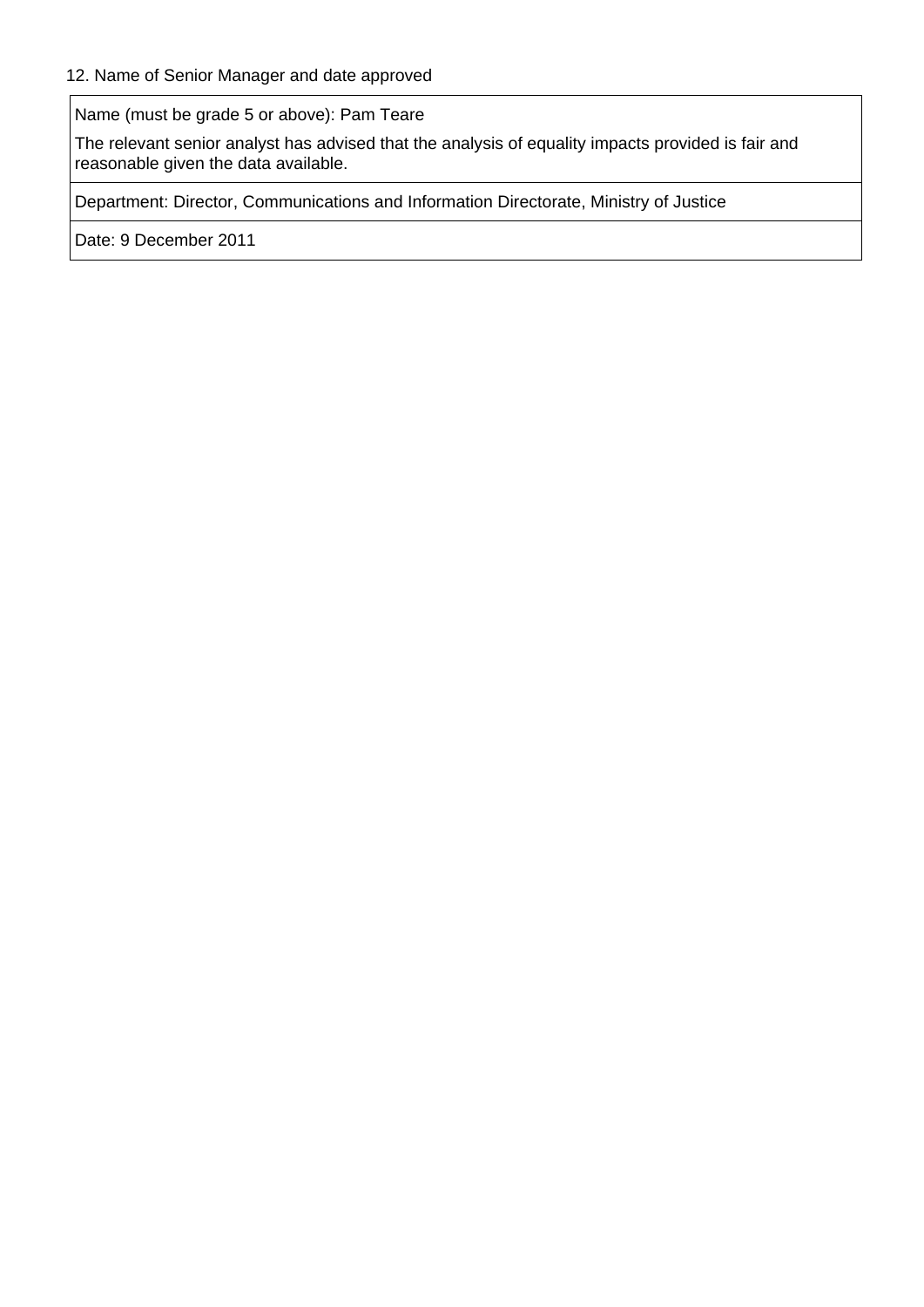12. Name of Senior Manager and date approved

| |
|---|
| Name (must be grade 5 or above): Pam Teare<br>The relevant senior analyst has advised that the analysis of equality impacts provided is fair and reasonable given the data available. |
| Department: Director, Communications and Information Directorate, Ministry of Justice |
| Date: 9 December 2011 |